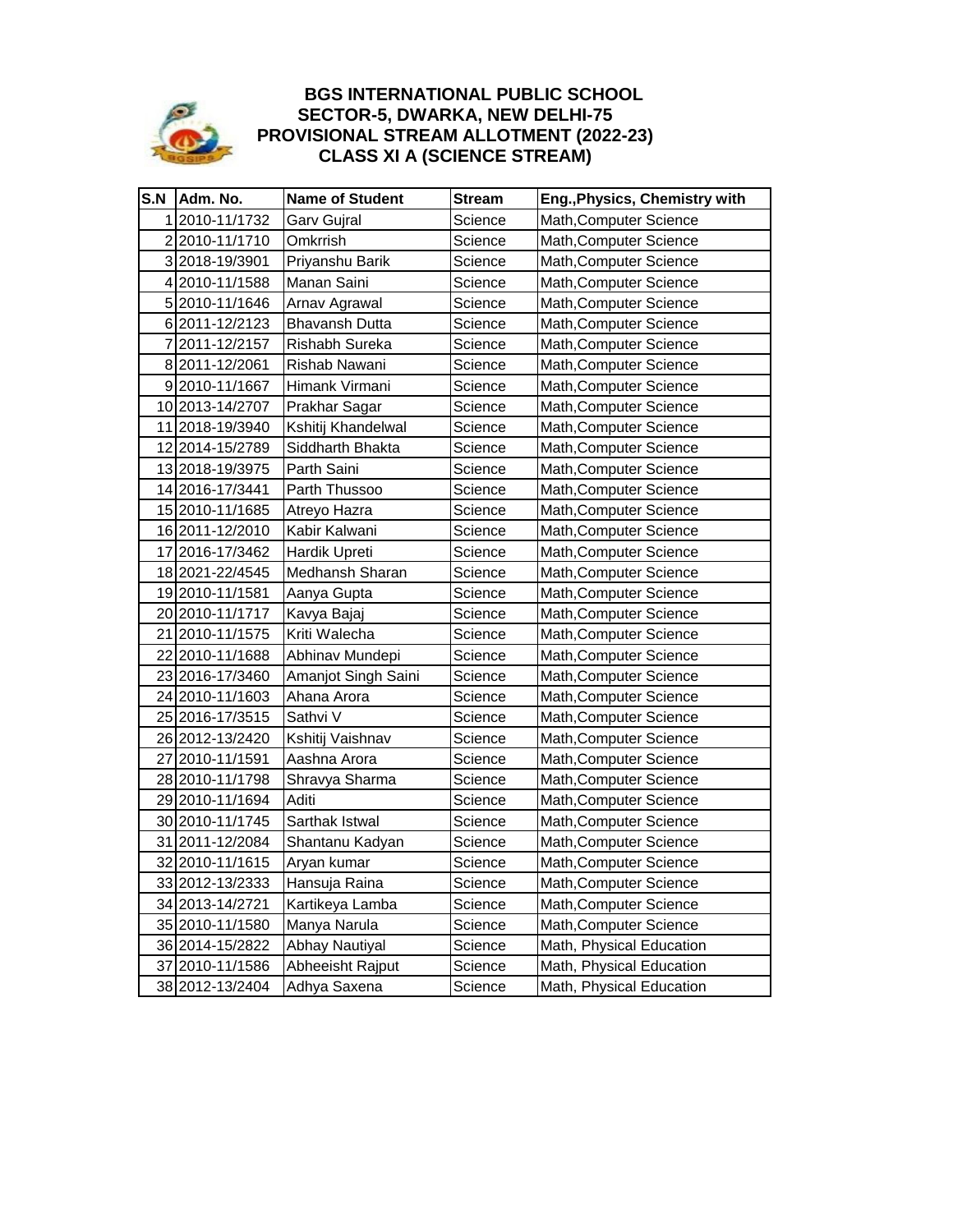# BGS INTERNATIONAL PUBLIC SCHOOL
## SECTOR-5, DWARKA, NEW DELHI-75
## PROVISIONAL STREAM ALLOTMENT (2022-23)
## CLASS XI A (SCIENCE STREAM)

| S.N | Adm. No. | Name of Student | Stream | Eng.,Physics, Chemistry with |
|---|---|---|---|---|
| 1 | 2010-11/1732 | Garv Gujral | Science | Math,Computer Science |
| 2 | 2010-11/1710 | Omkrrish | Science | Math,Computer Science |
| 3 | 2018-19/3901 | Priyanshu Barik | Science | Math,Computer Science |
| 4 | 2010-11/1588 | Manan Saini | Science | Math,Computer Science |
| 5 | 2010-11/1646 | Arnav Agrawal | Science | Math,Computer Science |
| 6 | 2011-12/2123 | Bhavansh Dutta | Science | Math,Computer Science |
| 7 | 2011-12/2157 | Rishabh Sureka | Science | Math,Computer Science |
| 8 | 2011-12/2061 | Rishab Nawani | Science | Math,Computer Science |
| 9 | 2010-11/1667 | Himank Virmani | Science | Math,Computer Science |
| 10 | 2013-14/2707 | Prakhar Sagar | Science | Math,Computer Science |
| 11 | 2018-19/3940 | Kshitij Khandelwal | Science | Math,Computer Science |
| 12 | 2014-15/2789 | Siddharth Bhakta | Science | Math,Computer Science |
| 13 | 2018-19/3975 | Parth Saini | Science | Math,Computer Science |
| 14 | 2016-17/3441 | Parth Thussoo | Science | Math,Computer Science |
| 15 | 2010-11/1685 | Atreyo Hazra | Science | Math,Computer Science |
| 16 | 2011-12/2010 | Kabir Kalwani | Science | Math,Computer Science |
| 17 | 2016-17/3462 | Hardik Upreti | Science | Math,Computer Science |
| 18 | 2021-22/4545 | Medhansh Sharan | Science | Math,Computer Science |
| 19 | 2010-11/1581 | Aanya Gupta | Science | Math,Computer Science |
| 20 | 2010-11/1717 | Kavya Bajaj | Science | Math,Computer Science |
| 21 | 2010-11/1575 | Kriti Walecha | Science | Math,Computer Science |
| 22 | 2010-11/1688 | Abhinav Mundepi | Science | Math,Computer Science |
| 23 | 2016-17/3460 | Amanjot Singh Saini | Science | Math,Computer Science |
| 24 | 2010-11/1603 | Ahana Arora | Science | Math,Computer Science |
| 25 | 2016-17/3515 | Sathvi V | Science | Math,Computer Science |
| 26 | 2012-13/2420 | Kshitij Vaishnav | Science | Math,Computer Science |
| 27 | 2010-11/1591 | Aashna Arora | Science | Math,Computer Science |
| 28 | 2010-11/1798 | Shravya Sharma | Science | Math,Computer Science |
| 29 | 2010-11/1694 | Aditi | Science | Math,Computer Science |
| 30 | 2010-11/1745 | Sarthak Istwal | Science | Math,Computer Science |
| 31 | 2011-12/2084 | Shantanu Kadyan | Science | Math,Computer Science |
| 32 | 2010-11/1615 | Aryan kumar | Science | Math,Computer Science |
| 33 | 2012-13/2333 | Hansuja Raina | Science | Math,Computer Science |
| 34 | 2013-14/2721 | Kartikeya Lamba | Science | Math,Computer Science |
| 35 | 2010-11/1580 | Manya Narula | Science | Math,Computer Science |
| 36 | 2014-15/2822 | Abhay Nautiyal | Science | Math, Physical Education |
| 37 | 2010-11/1586 | Abheesht Rajput | Science | Math, Physical Education |
| 38 | 2012-13/2404 | Adhya Saxena | Science | Math, Physical Education |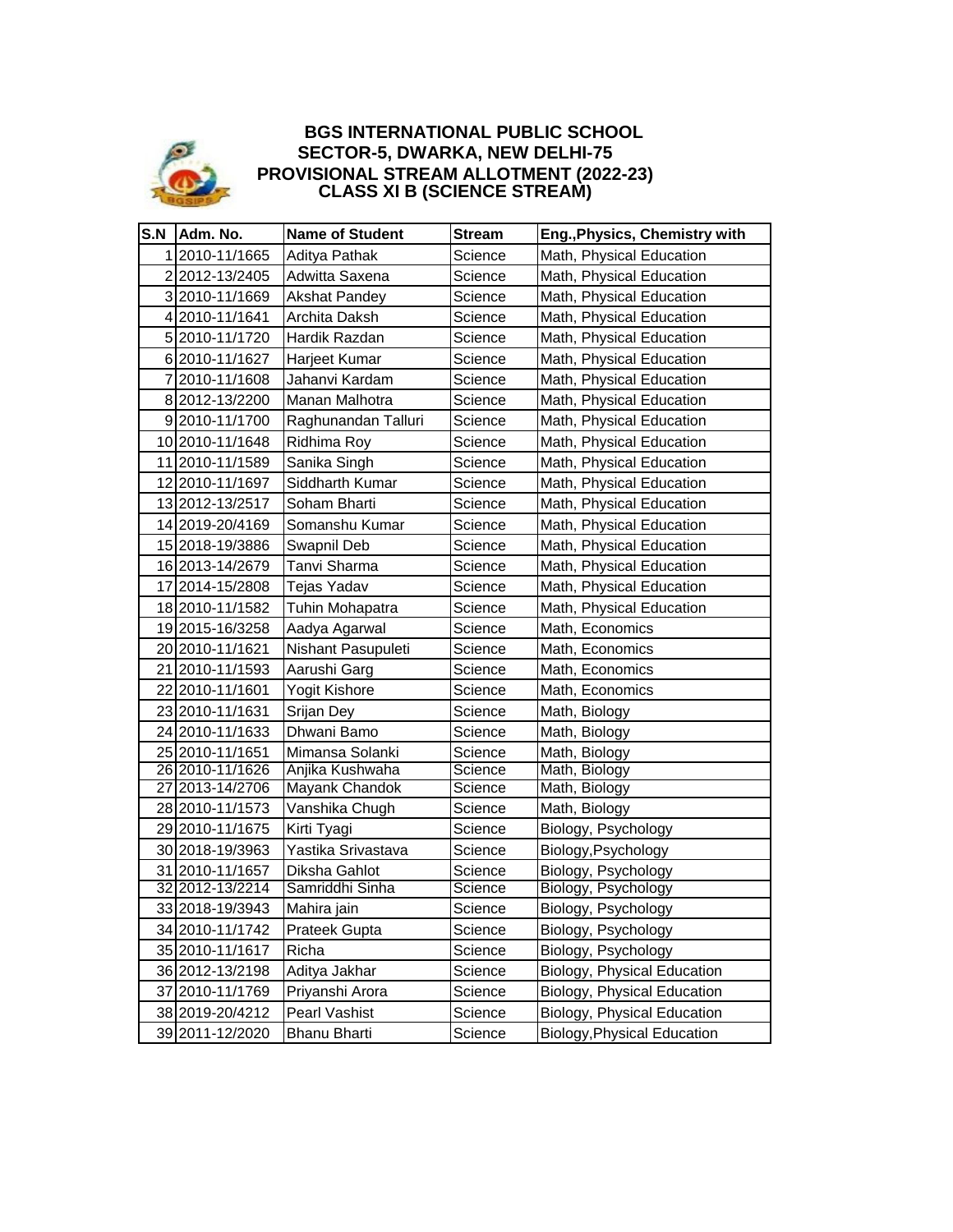# BGS INTERNATIONAL PUBLIC SCHOOL
## SECTOR-5, DWARKA, NEW DELHI-75
## PROVISIONAL STREAM ALLOTMENT (2022-23)
## CLASS XI B (SCIENCE STREAM)

| S.N | Adm. No. | Name of Student | Stream | Eng.,Physics, Chemistry with |
|---|---|---|---|---|
| 1 | 2010-11/1665 | Aditya Pathak | Science | Math, Physical Education |
| 2 | 2012-13/2405 | Adwitta Saxena | Science | Math, Physical Education |
| 3 | 2010-11/1669 | Akshat Pandey | Science | Math, Physical Education |
| 4 | 2010-11/1641 | Archita Daksh | Science | Math, Physical Education |
| 5 | 2010-11/1720 | Hardik Razdan | Science | Math, Physical Education |
| 6 | 2010-11/1627 | Harjeet Kumar | Science | Math, Physical Education |
| 7 | 2010-11/1608 | Jahanvi Kardam | Science | Math, Physical Education |
| 8 | 2012-13/2200 | Manan Malhotra | Science | Math, Physical Education |
| 9 | 2010-11/1700 | Raghunandan Talluri | Science | Math, Physical Education |
| 10 | 2010-11/1648 | Ridhima Roy | Science | Math, Physical Education |
| 11 | 2010-11/1589 | Sanika Singh | Science | Math, Physical Education |
| 12 | 2010-11/1697 | Siddharth Kumar | Science | Math, Physical Education |
| 13 | 2012-13/2517 | Soham Bharti | Science | Math, Physical Education |
| 14 | 2019-20/4169 | Somanshu Kumar | Science | Math, Physical Education |
| 15 | 2018-19/3886 | Swapnil Deb | Science | Math, Physical Education |
| 16 | 2013-14/2679 | Tanvi Sharma | Science | Math, Physical Education |
| 17 | 2014-15/2808 | Tejas Yadav | Science | Math, Physical Education |
| 18 | 2010-11/1582 | Tuhin Mohapatra | Science | Math, Physical Education |
| 19 | 2015-16/3258 | Aadya Agarwal | Science | Math, Economics |
| 20 | 2010-11/1621 | Nishant Pasupuleti | Science | Math, Economics |
| 21 | 2010-11/1593 | Aarushi Garg | Science | Math, Economics |
| 22 | 2010-11/1601 | Yogit Kishore | Science | Math, Economics |
| 23 | 2010-11/1631 | Srijan Dey | Science | Math, Biology |
| 24 | 2010-11/1633 | Dhwani Bamo | Science | Math, Biology |
| 25 | 2010-11/1651 | Mimansa Solanki | Science | Math, Biology |
| 26 | 2010-11/1626 | Anjika Kushwaha | Science | Math, Biology |
| 27 | 2013-14/2706 | Mayank Chandok | Science | Math, Biology |
| 28 | 2010-11/1573 | Vanshika Chugh | Science | Math, Biology |
| 29 | 2010-11/1675 | Kirti Tyagi | Science | Biology, Psychology |
| 30 | 2018-19/3963 | Yastika Srivastava | Science | Biology,Psychology |
| 31 | 2010-11/1657 | Diksha Gahlot | Science | Biology, Psychology |
| 32 | 2012-13/2214 | Samriddhi Sinha | Science | Biology, Psychology |
| 33 | 2018-19/3943 | Mahira jain | Science | Biology, Psychology |
| 34 | 2010-11/1742 | Prateek Gupta | Science | Biology, Psychology |
| 35 | 2010-11/1617 | Richa | Science | Biology, Psychology |
| 36 | 2012-13/2198 | Aditya Jakhar | Science | Biology, Physical Education |
| 37 | 2010-11/1769 | Priyanshi Arora | Science | Biology, Physical Education |
| 38 | 2019-20/4212 | Pearl Vashist | Science | Biology, Physical Education |
| 39 | 2011-12/2020 | Bhanu Bharti | Science | Biology,Physical Education |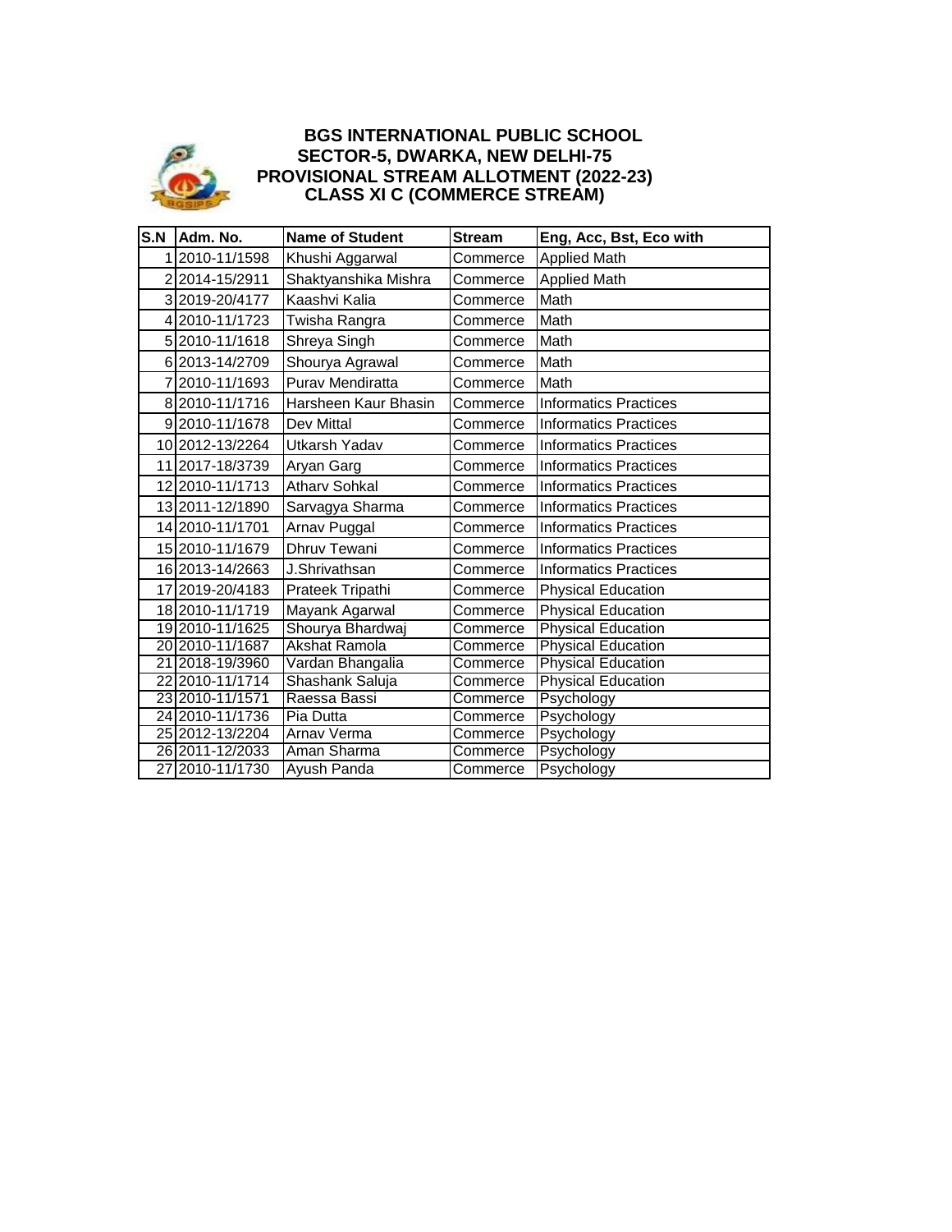# BGS INTERNATIONAL PUBLIC SCHOOL

## SECTOR-5, DWARKA, NEW DELHI-75

## PROVISIONAL STREAM ALLOTMENT (2022-23)

## CLASS XI C (COMMERCE STREAM)

| S.N | Adm. No. | Name of Student | Stream | Eng, Acc, Bst, Eco with |
|---|---|---|---|---|
| 1 | 2010-11/1598 | Khushi Aggarwal | Commerce | Applied Math |
| 2 | 2014-15/2911 | Shaktyanshika Mishra | Commerce | Applied Math |
| 3 | 2019-20/4177 | Kaashvi Kalia | Commerce | Math |
| 4 | 2010-11/1723 | Twisha Rangra | Commerce | Math |
| 5 | 2010-11/1618 | Shreya Singh | Commerce | Math |
| 6 | 2013-14/2709 | Shourya Agrawal | Commerce | Math |
| 7 | 2010-11/1693 | Purav Mendiratta | Commerce | Math |
| 8 | 2010-11/1716 | Harsheen Kaur Bhasin | Commerce | Informatics Practices |
| 9 | 2010-11/1678 | Dev Mittal | Commerce | Informatics Practices |
| 10 | 2012-13/2264 | Utkarsh Yadav | Commerce | Informatics Practices |
| 11 | 2017-18/3739 | Aryan Garg | Commerce | Informatics Practices |
| 12 | 2010-11/1713 | Atharv Sohkal | Commerce | Informatics Practices |
| 13 | 2011-12/1890 | Sarvagya Sharma | Commerce | Informatics Practices |
| 14 | 2010-11/1701 | Arnav Puggal | Commerce | Informatics Practices |
| 15 | 2010-11/1679 | Dhruv Tewani | Commerce | Informatics Practices |
| 16 | 2013-14/2663 | J.Shrivathsan | Commerce | Informatics Practices |
| 17 | 2019-20/4183 | Prateek Tripathi | Commerce | Physical Education |
| 18 | 2010-11/1719 | Mayank Agarwal | Commerce | Physical Education |
| 19 | 2010-11/1625 | Shourya Bhardwaj | Commerce | Physical Education |
| 20 | 2010-11/1687 | Akshat Ramola | Commerce | Physical Education |
| 21 | 2018-19/3960 | Vardan Bhangalia | Commerce | Physical Education |
| 22 | 2010-11/1714 | Shashank Saluja | Commerce | Physical Education |
| 23 | 2010-11/1571 | Raessa Bassi | Commerce | Psychology |
| 24 | 2010-11/1736 | Pia Dutta | Commerce | Psychology |
| 25 | 2012-13/2204 | Arnav Verma | Commerce | Psychology |
| 26 | 2011-12/2033 | Aman Sharma | Commerce | Psychology |
| 27 | 2010-11/1730 | Ayush Panda | Commerce | Psychology |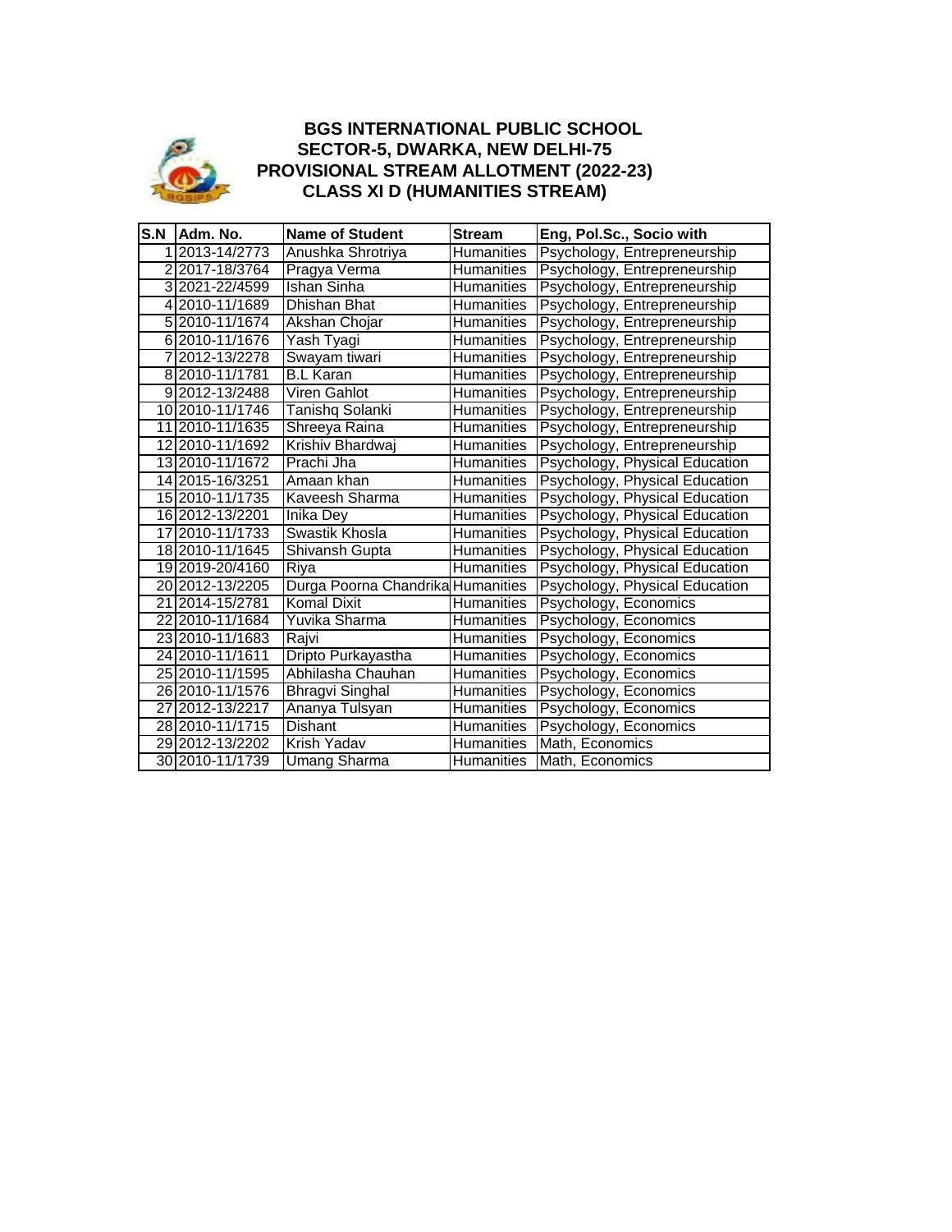# BGS INTERNATIONAL PUBLIC SCHOOL
## SECTOR-5, DWARKA, NEW DELHI-75
## PROVISIONAL STREAM ALLOTMENT (2022-23)
## CLASS XI D (HUMANITIES STREAM)

| S.N | Adm. No. | Name of Student | Stream | Eng, Pol.Sc., Socio with |
|---|---|---|---|---|
| 1 | 2013-14/2773 | Anushka Shrotriya | Humanities | Psychology, Entrepreneurship |
| 2 | 2017-18/3764 | Pragya Verma | Humanities | Psychology, Entrepreneurship |
| 3 | 2021-22/4599 | Ishan Sinha | Humanities | Psychology, Entrepreneurship |
| 4 | 2010-11/1689 | Dhishan Bhat | Humanities | Psychology, Entrepreneurship |
| 5 | 2010-11/1674 | Akshan Chojar | Humanities | Psychology, Entrepreneurship |
| 6 | 2010-11/1676 | Yash Tyagi | Humanities | Psychology, Entrepreneurship |
| 7 | 2012-13/2278 | Swayam tiwari | Humanities | Psychology, Entrepreneurship |
| 8 | 2010-11/1781 | B.L Karan | Humanities | Psychology, Entrepreneurship |
| 9 | 2012-13/2488 | Viren Gahlot | Humanities | Psychology, Entrepreneurship |
| 10 | 2010-11/1746 | Tanishq Solanki | Humanities | Psychology, Entrepreneurship |
| 11 | 2010-11/1635 | Shreeya Raina | Humanities | Psychology, Entrepreneurship |
| 12 | 2010-11/1692 | Krishiv Bhardwaj | Humanities | Psychology, Entrepreneurship |
| 13 | 2010-11/1672 | Prachi Jha | Humanities | Psychology, Physical Education |
| 14 | 2015-16/3251 | Amaan khan | Humanities | Psychology, Physical Education |
| 15 | 2010-11/1735 | Kaveesh Sharma | Humanities | Psychology, Physical Education |
| 16 | 2012-13/2201 | Inika Dey | Humanities | Psychology, Physical Education |
| 17 | 2010-11/1733 | Swastik Khosla | Humanities | Psychology, Physical Education |
| 18 | 2010-11/1645 | Shivansh Gupta | Humanities | Psychology, Physical Education |
| 19 | 2019-20/4160 | Riya | Humanities | Psychology, Physical Education |
| 20 | 2012-13/2205 | Durga Poorna Chandrika | Humanities | Psychology, Physical Education |
| 21 | 2014-15/2781 | Komal Dixit | Humanities | Psychology, Economics |
| 22 | 2010-11/1684 | Yuvika Sharma | Humanities | Psychology, Economics |
| 23 | 2010-11/1683 | Rajvi | Humanities | Psychology, Economics |
| 24 | 2010-11/1611 | Dripto Purkayastha | Humanities | Psychology, Economics |
| 25 | 2010-11/1595 | Abhilasha Chauhan | Humanities | Psychology, Economics |
| 26 | 2010-11/1576 | Bhragvi Singhal | Humanities | Psychology, Economics |
| 27 | 2012-13/2217 | Ananya Tulsyan | Humanities | Psychology, Economics |
| 28 | 2010-11/1715 | Dishant | Humanities | Psychology, Economics |
| 29 | 2012-13/2202 | Krish Yadav | Humanities | Math, Economics |
| 30 | 2010-11/1739 | Umang Sharma | Humanities | Math, Economics |